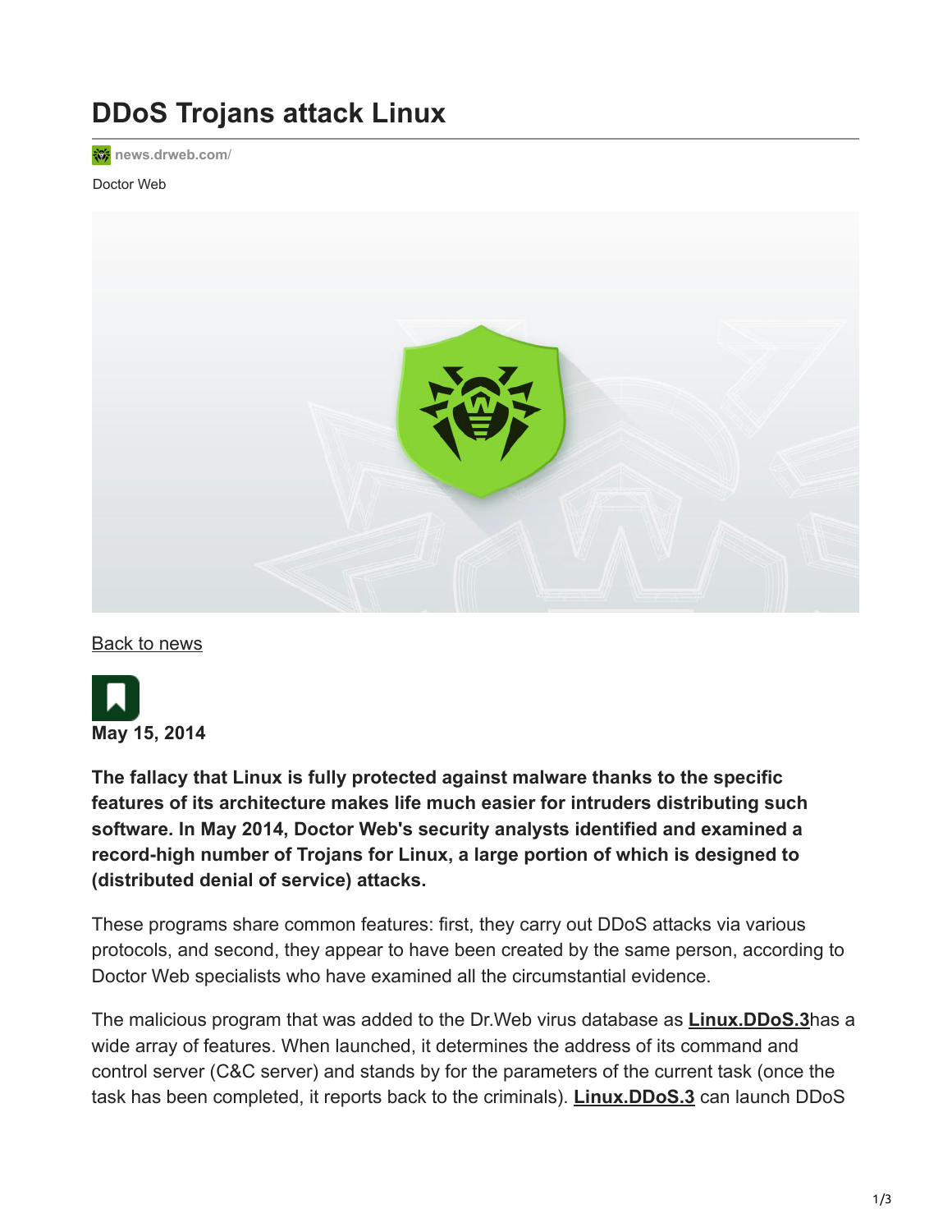# DDoS Trojans attack Linux

news.drweb.com/

Doctor Web

Back to news

**May 15, 2014**

**The fallacy that Linux is fully protected against malware thanks to the specific features of its architecture makes life much easier for intruders distributing such software. In May 2014, Doctor Web's security analysts identified and examined a record-high number of Trojans for Linux, a large portion of which is designed to (distributed denial of service) attacks.**

These programs share common features: first, they carry out DDoS attacks via various protocols, and second, they appear to have been created by the same person, according to Doctor Web specialists who have examined all the circumstantial evidence.

The malicious program that was added to the Dr.Web virus database as **Linux.DDoS.3**has a wide array of features. When launched, it determines the address of its command and control server (C&C server) and stands by for the parameters of the current task (once the task has been completed, it reports back to the criminals). **Linux.DDoS.3** can launch DDoS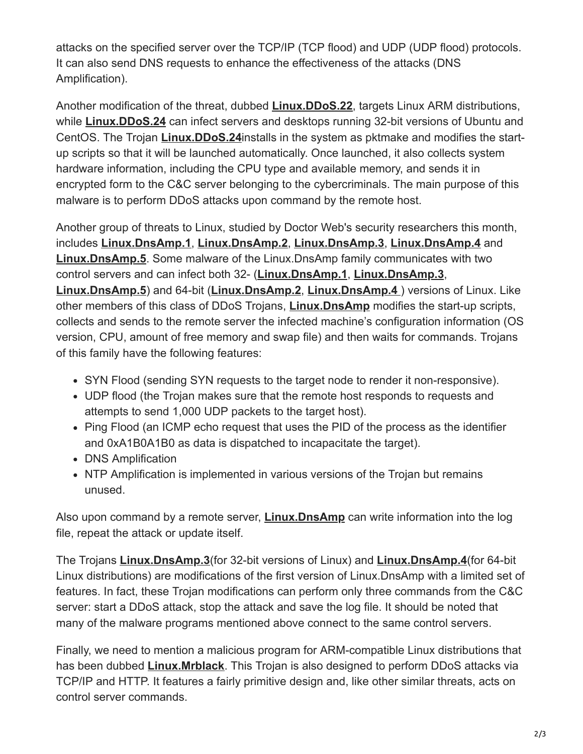attacks on the specified server over the TCP/IP (TCP flood) and UDP (UDP flood) protocols. It can also send DNS requests to enhance the effectiveness of the attacks (DNS Amplification).

Another modification of the threat, dubbed **Linux.DDoS.22**, targets Linux ARM distributions, while **Linux.DDoS.24** can infect servers and desktops running 32-bit versions of Ubuntu and CentOS. The Trojan **Linux.DDoS.24**installs in the system as pktmake and modifies the start-up scripts so that it will be launched automatically. Once launched, it also collects system hardware information, including the CPU type and available memory, and sends it in encrypted form to the C&C server belonging to the cybercriminals. The main purpose of this malware is to perform DDoS attacks upon command by the remote host.

Another group of threats to Linux, studied by Doctor Web's security researchers this month, includes **Linux.DnsAmp.1**, **Linux.DnsAmp.2**, **Linux.DnsAmp.3**, **Linux.DnsAmp.4** and **Linux.DnsAmp.5**. Some malware of the Linux.DnsAmp family communicates with two control servers and can infect both 32- (**Linux.DnsAmp.1**, **Linux.DnsAmp.3**, **Linux.DnsAmp.5**) and 64-bit (**Linux.DnsAmp.2**, **Linux.DnsAmp.4** ) versions of Linux. Like other members of this class of DDoS Trojans, **Linux.DnsAmp** modifies the start-up scripts, collects and sends to the remote server the infected machine's configuration information (OS version, CPU, amount of free memory and swap file) and then waits for commands. Trojans of this family have the following features:

- SYN Flood (sending SYN requests to the target node to render it non-responsive).
- UDP flood (the Trojan makes sure that the remote host responds to requests and attempts to send 1,000 UDP packets to the target host).
- Ping Flood (an ICMP echo request that uses the PID of the process as the identifier and 0xA1B0A1B0 as data is dispatched to incapacitate the target).
- DNS Amplification
- NTP Amplification is implemented in various versions of the Trojan but remains unused.

Also upon command by a remote server, **Linux.DnsAmp** can write information into the log file, repeat the attack or update itself.

The Trojans **Linux.DnsAmp.3**(for 32-bit versions of Linux) and **Linux.DnsAmp.4**(for 64-bit Linux distributions) are modifications of the first version of Linux.DnsAmp with a limited set of features. In fact, these Trojan modifications can perform only three commands from the C&C server: start a DDoS attack, stop the attack and save the log file. It should be noted that many of the malware programs mentioned above connect to the same control servers.

Finally, we need to mention a malicious program for ARM-compatible Linux distributions that has been dubbed **Linux.Mrblack**. This Trojan is also designed to perform DDoS attacks via TCP/IP and HTTP. It features a fairly primitive design and, like other similar threats, acts on control server commands.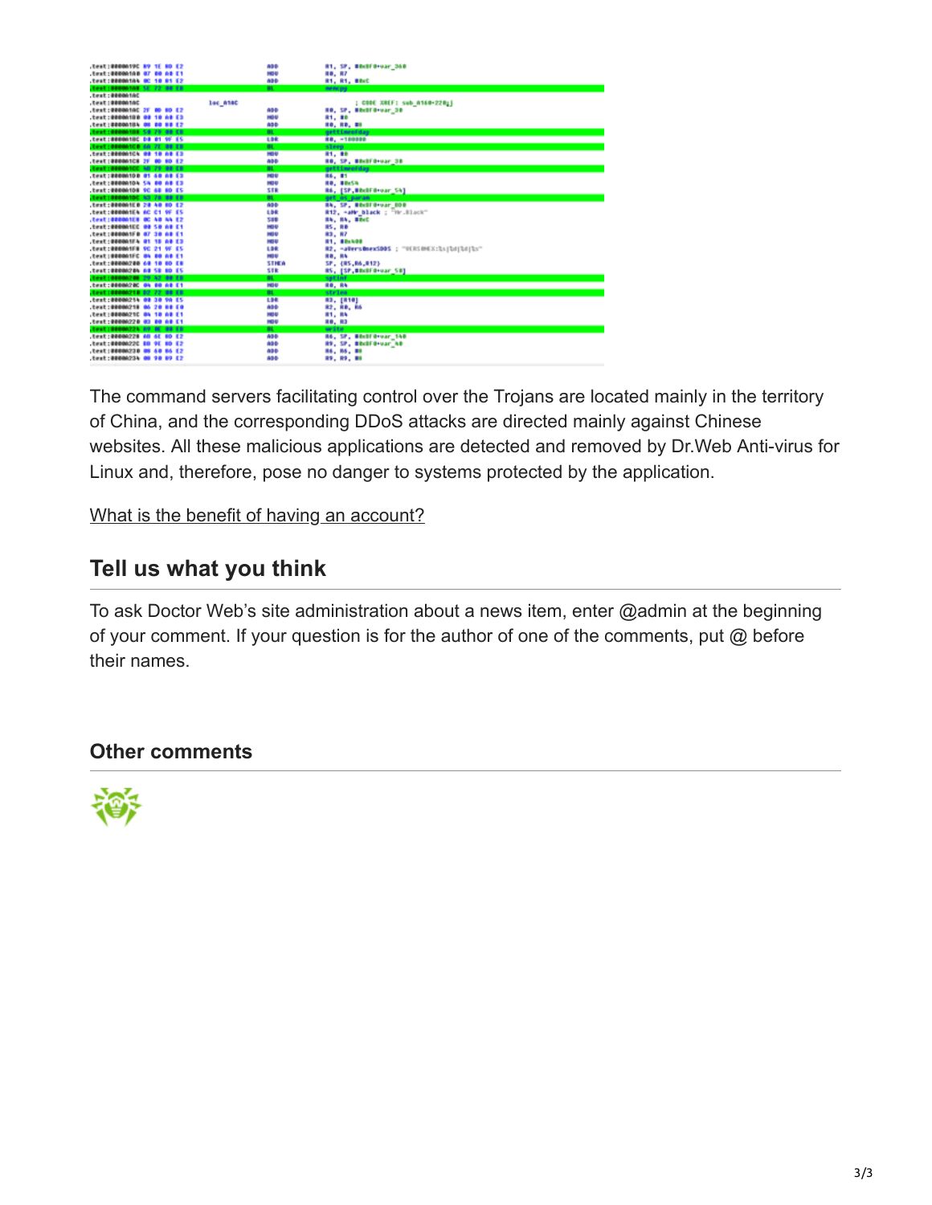The command servers facilitating control over the Trojans are located mainly in the territory of China, and the corresponding DDoS attacks are directed mainly against Chinese websites. All these malicious applications are detected and removed by Dr.Web Anti-virus for Linux and, therefore, pose no danger to systems protected by the application.

What is the benefit of having an account?

## Tell us what you think

To ask Doctor Web's site administration about a news item, enter @admin at the beginning of your comment. If your question is for the author of one of the comments, put @ before their names.

### Other comments